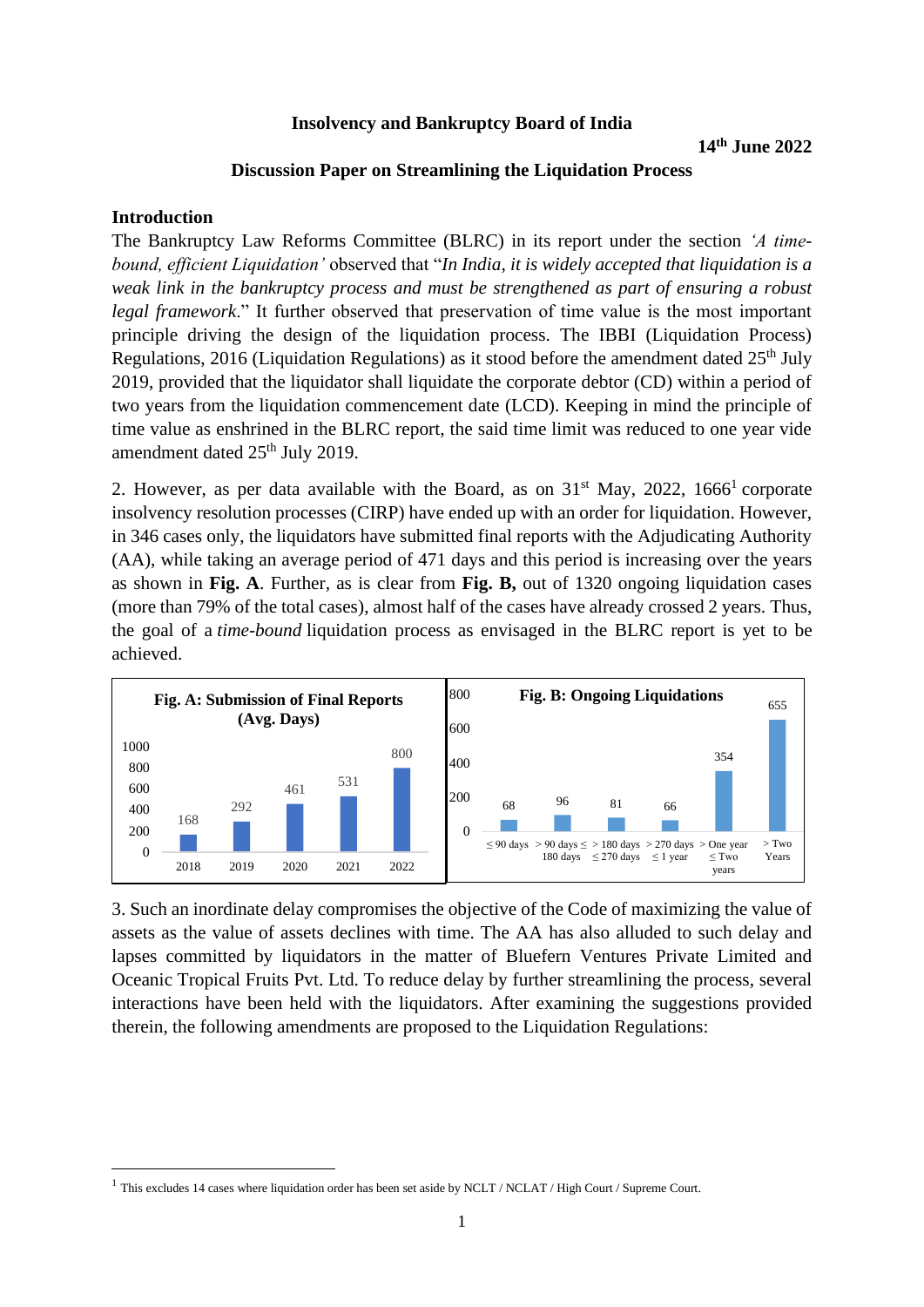**Insolvency and Bankruptcy Board of India**

**14th June 2022**

**Discussion Paper on Streamlining the Liquidation Process**

**Introduction**

The Bankruptcy Law Reforms Committee (BLRC) in its report under the section *'A time-bound, efficient Liquidation'* observed that "*In India, it is widely accepted that liquidation is a weak link in the bankruptcy process and must be strengthened as part of ensuring a robust legal framework*." It further observed that preservation of time value is the most important principle driving the design of the liquidation process. The IBBI (Liquidation Process) Regulations, 2016 (Liquidation Regulations) as it stood before the amendment dated 25th July 2019, provided that the liquidator shall liquidate the corporate debtor (CD) within a period of two years from the liquidation commencement date (LCD). Keeping in mind the principle of time value as enshrined in the BLRC report, the said time limit was reduced to one year vide amendment dated 25th July 2019.

2. However, as per data available with the Board, as on 31st May, 2022, 1666[1] corporate insolvency resolution processes (CIRP) have ended up with an order for liquidation. However, in 346 cases only, the liquidators have submitted final reports with the Adjudicating Authority (AA), while taking an average period of 471 days and this period is increasing over the years as shown in **Fig. A**. Further, as is clear from **Fig. B,** out of 1320 ongoing liquidation cases (more than 79% of the total cases), almost half of the cases have already crossed 2 years. Thus, the goal of a *time-bound* liquidation process as envisaged in the BLRC report is yet to be achieved.

**Fig. A: Submission of Final Reports (Avg. Days)**

| Year | Avg. Days |
|---|---|
| 2018 | 168 |
| 2019 | 292 |
| 2020 | 461 |
| 2021 | 531 |
| 2022 | 800 |

**Fig. B: Ongoing Liquidations**

| Period | Cases |
|---|---|
| ≤ 90 days | 68 |
| > 90 days ≤ 180 days | 96 |
| > 180 days ≤ 270 days | 81 |
| > 270 days ≤ 1 year | 66 |
| > One year ≤ Two years | 354 |
| > Two Years | 655 |

3. Such an inordinate delay compromises the objective of the Code of maximizing the value of assets as the value of assets declines with time. The AA has also alluded to such delay and lapses committed by liquidators in the matter of Bluefern Ventures Private Limited and Oceanic Tropical Fruits Pvt. Ltd. To reduce delay by further streamlining the process, several interactions have been held with the liquidators. After examining the suggestions provided therein, the following amendments are proposed to the Liquidation Regulations:

[1] This excludes 14 cases where liquidation order has been set aside by NCLT / NCLAT / High Court / Supreme Court.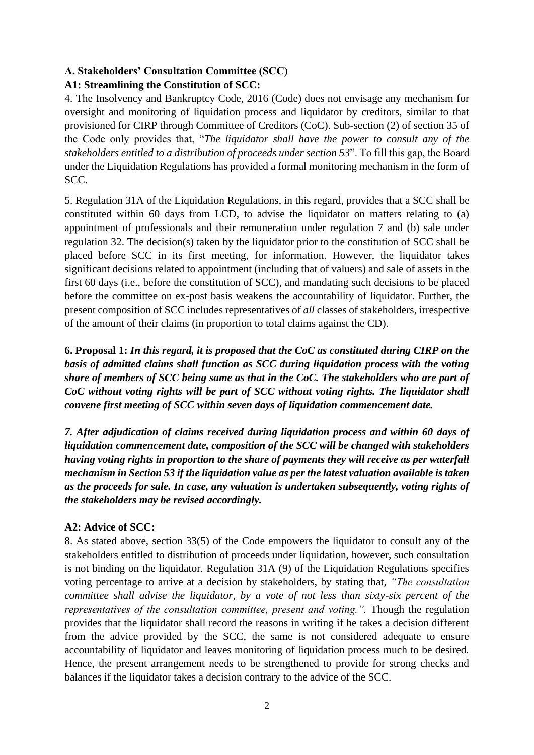### A. Stakeholders' Consultation Committee (SCC)

#### A1: Streamlining the Constitution of SCC:

4. The Insolvency and Bankruptcy Code, 2016 (Code) does not envisage any mechanism for oversight and monitoring of liquidation process and liquidator by creditors, similar to that provisioned for CIRP through Committee of Creditors (CoC). Sub-section (2) of section 35 of the Code only provides that, "*The liquidator shall have the power to consult any of the stakeholders entitled to a distribution of proceeds under section 53*". To fill this gap, the Board under the Liquidation Regulations has provided a formal monitoring mechanism in the form of SCC.

5. Regulation 31A of the Liquidation Regulations, in this regard, provides that a SCC shall be constituted within 60 days from LCD, to advise the liquidator on matters relating to (a) appointment of professionals and their remuneration under regulation 7 and (b) sale under regulation 32. The decision(s) taken by the liquidator prior to the constitution of SCC shall be placed before SCC in its first meeting, for information. However, the liquidator takes significant decisions related to appointment (including that of valuers) and sale of assets in the first 60 days (i.e., before the constitution of SCC), and mandating such decisions to be placed before the committee on ex-post basis weakens the accountability of liquidator. Further, the present composition of SCC includes representatives of *all* classes of stakeholders, irrespective of the amount of their claims (in proportion to total claims against the CD).

**6. Proposal 1:** ***In this regard, it is proposed that the CoC as constituted during CIRP on the basis of admitted claims shall function as SCC during liquidation process with the voting share of members of SCC being same as that in the CoC. The stakeholders who are part of CoC without voting rights will be part of SCC without voting rights. The liquidator shall convene first meeting of SCC within seven days of liquidation commencement date.***

***7. After adjudication of claims received during liquidation process and within 60 days of liquidation commencement date, composition of the SCC will be changed with stakeholders having voting rights in proportion to the share of payments they will receive as per waterfall mechanism in Section 53 if the liquidation value as per the latest valuation available is taken as the proceeds for sale. In case, any valuation is undertaken subsequently, voting rights of the stakeholders may be revised accordingly.***

#### A2: Advice of SCC:

8. As stated above, section 33(5) of the Code empowers the liquidator to consult any of the stakeholders entitled to distribution of proceeds under liquidation, however, such consultation is not binding on the liquidator. Regulation 31A (9) of the Liquidation Regulations specifies voting percentage to arrive at a decision by stakeholders, by stating that, *"The consultation committee shall advise the liquidator, by a vote of not less than sixty-six percent of the representatives of the consultation committee, present and voting.".* Though the regulation provides that the liquidator shall record the reasons in writing if he takes a decision different from the advice provided by the SCC, the same is not considered adequate to ensure accountability of liquidator and leaves monitoring of liquidation process much to be desired. Hence, the present arrangement needs to be strengthened to provide for strong checks and balances if the liquidator takes a decision contrary to the advice of the SCC.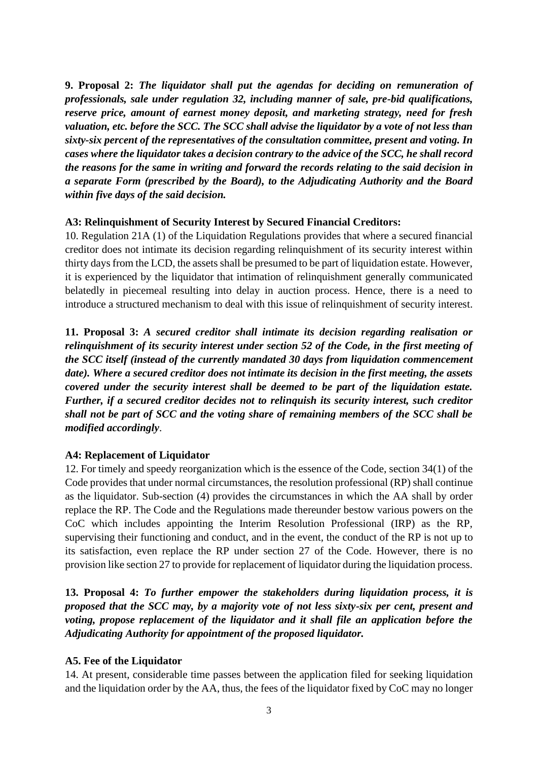**9. Proposal 2:** ***The liquidator shall put the agendas for deciding on remuneration of professionals, sale under regulation 32, including manner of sale, pre-bid qualifications, reserve price, amount of earnest money deposit, and marketing strategy, need for fresh valuation, etc. before the SCC. The SCC shall advise the liquidator by a vote of not less than sixty-six percent of the representatives of the consultation committee, present and voting. In cases where the liquidator takes a decision contrary to the advice of the SCC, he shall record the reasons for the same in writing and forward the records relating to the said decision in a separate Form (prescribed by the Board), to the Adjudicating Authority and the Board within five days of the said decision.***

**A3: Relinquishment of Security Interest by Secured Financial Creditors:**

10. Regulation 21A (1) of the Liquidation Regulations provides that where a secured financial creditor does not intimate its decision regarding relinquishment of its security interest within thirty days from the LCD, the assets shall be presumed to be part of liquidation estate. However, it is experienced by the liquidator that intimation of relinquishment generally communicated belatedly in piecemeal resulting into delay in auction process. Hence, there is a need to introduce a structured mechanism to deal with this issue of relinquishment of security interest.

**11. Proposal 3:** ***A secured creditor shall intimate its decision regarding realisation or relinquishment of its security interest under section 52 of the Code, in the first meeting of the SCC itself (instead of the currently mandated 30 days from liquidation commencement date). Where a secured creditor does not intimate its decision in the first meeting, the assets covered under the security interest shall be deemed to be part of the liquidation estate. Further, if a secured creditor decides not to relinquish its security interest, such creditor shall not be part of SCC and the voting share of remaining members of the SCC shall be modified accordingly***.

**A4: Replacement of Liquidator**

12. For timely and speedy reorganization which is the essence of the Code, section 34(1) of the Code provides that under normal circumstances, the resolution professional (RP) shall continue as the liquidator. Sub-section (4) provides the circumstances in which the AA shall by order replace the RP. The Code and the Regulations made thereunder bestow various powers on the CoC which includes appointing the Interim Resolution Professional (IRP) as the RP, supervising their functioning and conduct, and in the event, the conduct of the RP is not up to its satisfaction, even replace the RP under section 27 of the Code. However, there is no provision like section 27 to provide for replacement of liquidator during the liquidation process.

**13. Proposal 4:** ***To further empower the stakeholders during liquidation process, it is proposed that the SCC may, by a majority vote of not less sixty-six per cent, present and voting, propose replacement of the liquidator and it shall file an application before the Adjudicating Authority for appointment of the proposed liquidator.***

**A5. Fee of the Liquidator**

14. At present, considerable time passes between the application filed for seeking liquidation and the liquidation order by the AA, thus, the fees of the liquidator fixed by CoC may no longer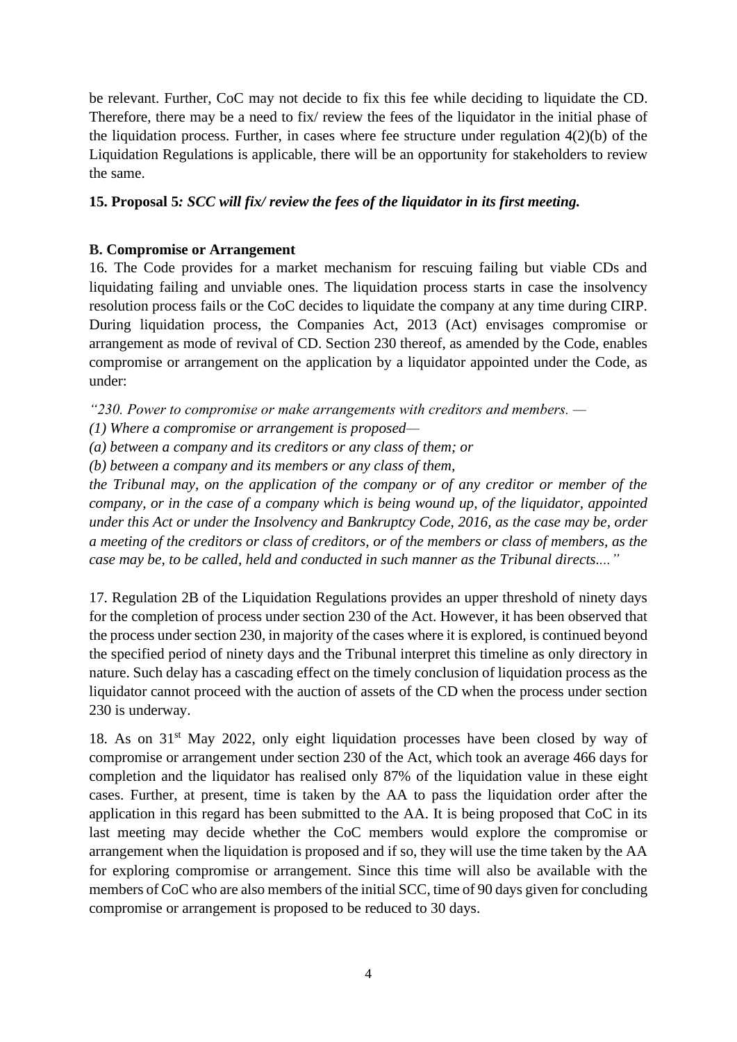be relevant. Further, CoC may not decide to fix this fee while deciding to liquidate the CD. Therefore, there may be a need to fix/ review the fees of the liquidator in the initial phase of the liquidation process. Further, in cases where fee structure under regulation 4(2)(b) of the Liquidation Regulations is applicable, there will be an opportunity for stakeholders to review the same.

**15. Proposal 5*: SCC will fix/ review the fees of the liquidator in its first meeting.***

**B. Compromise or Arrangement**

16. The Code provides for a market mechanism for rescuing failing but viable CDs and liquidating failing and unviable ones. The liquidation process starts in case the insolvency resolution process fails or the CoC decides to liquidate the company at any time during CIRP. During liquidation process, the Companies Act, 2013 (Act) envisages compromise or arrangement as mode of revival of CD. Section 230 thereof, as amended by the Code, enables compromise or arrangement on the application by a liquidator appointed under the Code, as under:

*"230. Power to compromise or make arrangements with creditors and members. —*

*(1) Where a compromise or arrangement is proposed—*

*(a) between a company and its creditors or any class of them; or*

*(b) between a company and its members or any class of them,*

*the Tribunal may, on the application of the company or of any creditor or member of the company, or in the case of a company which is being wound up, of the liquidator, appointed under this Act or under the Insolvency and Bankruptcy Code, 2016, as the case may be, order a meeting of the creditors or class of creditors, or of the members or class of members, as the case may be, to be called, held and conducted in such manner as the Tribunal directs...."*

17. Regulation 2B of the Liquidation Regulations provides an upper threshold of ninety days for the completion of process under section 230 of the Act. However, it has been observed that the process under section 230, in majority of the cases where it is explored, is continued beyond the specified period of ninety days and the Tribunal interpret this timeline as only directory in nature. Such delay has a cascading effect on the timely conclusion of liquidation process as the liquidator cannot proceed with the auction of assets of the CD when the process under section 230 is underway.

18. As on 31st May 2022, only eight liquidation processes have been closed by way of compromise or arrangement under section 230 of the Act, which took an average 466 days for completion and the liquidator has realised only 87% of the liquidation value in these eight cases. Further, at present, time is taken by the AA to pass the liquidation order after the application in this regard has been submitted to the AA. It is being proposed that CoC in its last meeting may decide whether the CoC members would explore the compromise or arrangement when the liquidation is proposed and if so, they will use the time taken by the AA for exploring compromise or arrangement. Since this time will also be available with the members of CoC who are also members of the initial SCC, time of 90 days given for concluding compromise or arrangement is proposed to be reduced to 30 days.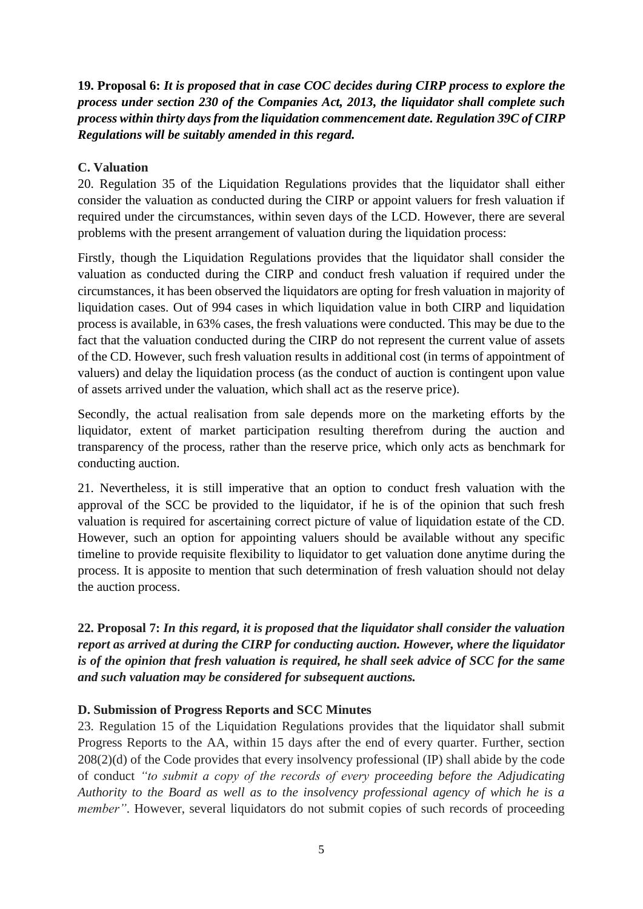**19. Proposal 6:** ***It is proposed that in case COC decides during CIRP process to explore the process under section 230 of the Companies Act, 2013, the liquidator shall complete such process within thirty days from the liquidation commencement date. Regulation 39C of CIRP Regulations will be suitably amended in this regard.***

**C. Valuation**

20. Regulation 35 of the Liquidation Regulations provides that the liquidator shall either consider the valuation as conducted during the CIRP or appoint valuers for fresh valuation if required under the circumstances, within seven days of the LCD. However, there are several problems with the present arrangement of valuation during the liquidation process:

Firstly, though the Liquidation Regulations provides that the liquidator shall consider the valuation as conducted during the CIRP and conduct fresh valuation if required under the circumstances, it has been observed the liquidators are opting for fresh valuation in majority of liquidation cases. Out of 994 cases in which liquidation value in both CIRP and liquidation process is available, in 63% cases, the fresh valuations were conducted. This may be due to the fact that the valuation conducted during the CIRP do not represent the current value of assets of the CD. However, such fresh valuation results in additional cost (in terms of appointment of valuers) and delay the liquidation process (as the conduct of auction is contingent upon value of assets arrived under the valuation, which shall act as the reserve price).

Secondly, the actual realisation from sale depends more on the marketing efforts by the liquidator, extent of market participation resulting therefrom during the auction and transparency of the process, rather than the reserve price, which only acts as benchmark for conducting auction.

21. Nevertheless, it is still imperative that an option to conduct fresh valuation with the approval of the SCC be provided to the liquidator, if he is of the opinion that such fresh valuation is required for ascertaining correct picture of value of liquidation estate of the CD. However, such an option for appointing valuers should be available without any specific timeline to provide requisite flexibility to liquidator to get valuation done anytime during the process. It is apposite to mention that such determination of fresh valuation should not delay the auction process.

**22. Proposal 7:** ***In this regard, it is proposed that the liquidator shall consider the valuation report as arrived at during the CIRP for conducting auction. However, where the liquidator is of the opinion that fresh valuation is required, he shall seek advice of SCC for the same and such valuation may be considered for subsequent auctions.***

**D. Submission of Progress Reports and SCC Minutes**

23. Regulation 15 of the Liquidation Regulations provides that the liquidator shall submit Progress Reports to the AA, within 15 days after the end of every quarter. Further, section 208(2)(d) of the Code provides that every insolvency professional (IP) shall abide by the code of conduct *"to submit a copy of the records of every proceeding before the Adjudicating Authority to the Board as well as to the insolvency professional agency of which he is a member"*. However, several liquidators do not submit copies of such records of proceeding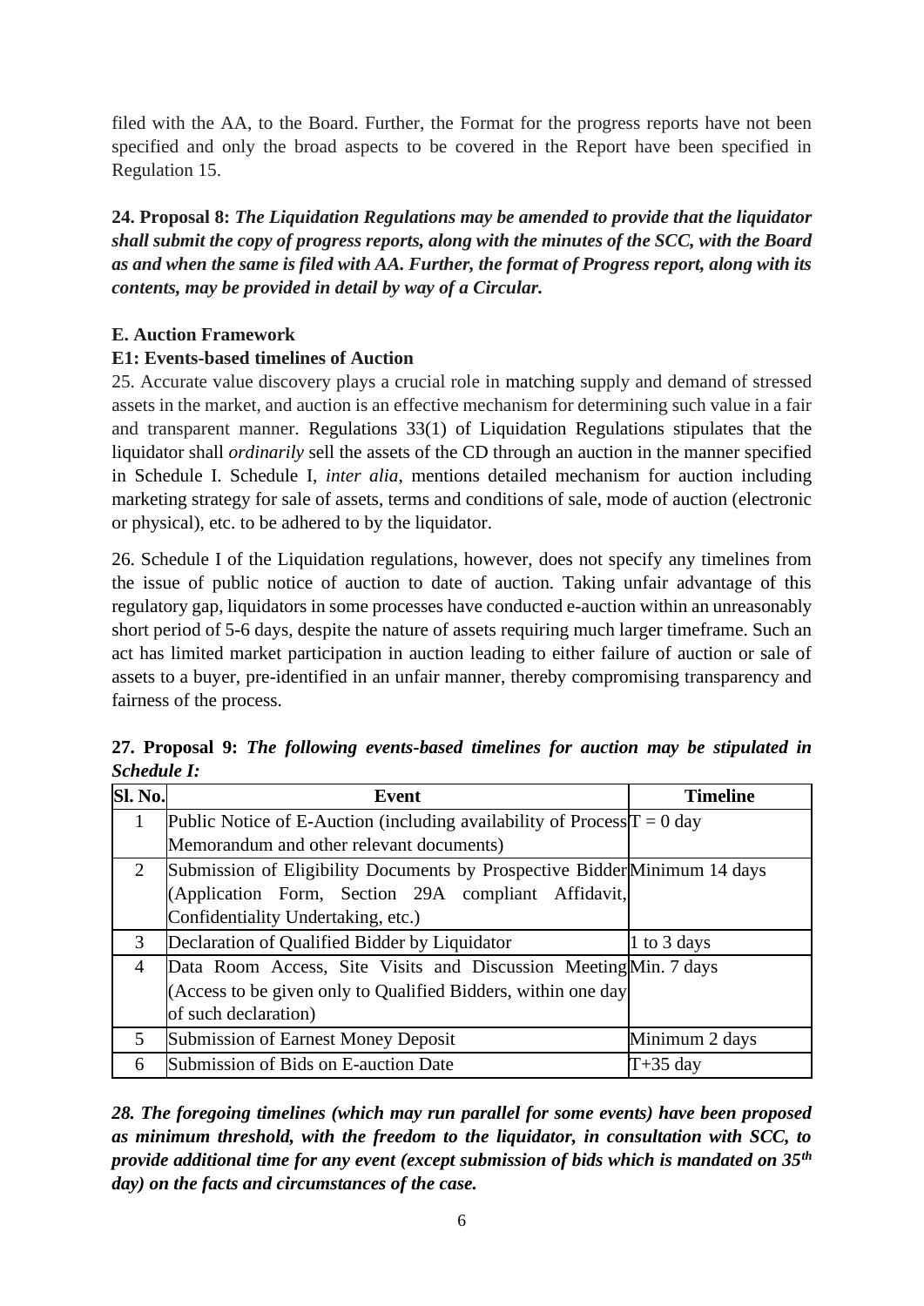filed with the AA, to the Board. Further, the Format for the progress reports have not been specified and only the broad aspects to be covered in the Report have been specified in Regulation 15.

**24. Proposal 8:** ***The Liquidation Regulations may be amended to provide that the liquidator shall submit the copy of progress reports, along with the minutes of the SCC, with the Board as and when the same is filed with AA. Further, the format of Progress report, along with its contents, may be provided in detail by way of a Circular.***

**E. Auction Framework**

**E1: Events-based timelines of Auction**

25. Accurate value discovery plays a crucial role in matching supply and demand of stressed assets in the market, and auction is an effective mechanism for determining such value in a fair and transparent manner. Regulations 33(1) of Liquidation Regulations stipulates that the liquidator shall *ordinarily* sell the assets of the CD through an auction in the manner specified in Schedule I. Schedule I, *inter alia*, mentions detailed mechanism for auction including marketing strategy for sale of assets, terms and conditions of sale, mode of auction (electronic or physical), etc. to be adhered to by the liquidator.

26. Schedule I of the Liquidation regulations, however, does not specify any timelines from the issue of public notice of auction to date of auction. Taking unfair advantage of this regulatory gap, liquidators in some processes have conducted e-auction within an unreasonably short period of 5-6 days, despite the nature of assets requiring much larger timeframe. Such an act has limited market participation in auction leading to either failure of auction or sale of assets to a buyer, pre-identified in an unfair manner, thereby compromising transparency and fairness of the process.

**27. Proposal 9:** ***The following events-based timelines for auction may be stipulated in Schedule I:***

| Sl. No. | Event | Timeline |
|---|---|---|
| 1 | Public Notice of E-Auction (including availability of Process Memorandum and other relevant documents) | T = 0 day |
| 2 | Submission of Eligibility Documents by Prospective Bidder (Application Form, Section 29A compliant Affidavit, Confidentiality Undertaking, etc.) | Minimum 14 days |
| 3 | Declaration of Qualified Bidder by Liquidator | 1 to 3 days |
| 4 | Data Room Access, Site Visits and Discussion Meeting (Access to be given only to Qualified Bidders, within one day of such declaration) | Min. 7 days |
| 5 | Submission of Earnest Money Deposit | Minimum 2 days |
| 6 | Submission of Bids on E-auction Date | T+35 day |

***28. The foregoing timelines (which may run parallel for some events) have been proposed as minimum threshold, with the freedom to the liquidator, in consultation with SCC, to provide additional time for any event (except submission of bids which is mandated on 35th day) on the facts and circumstances of the case.***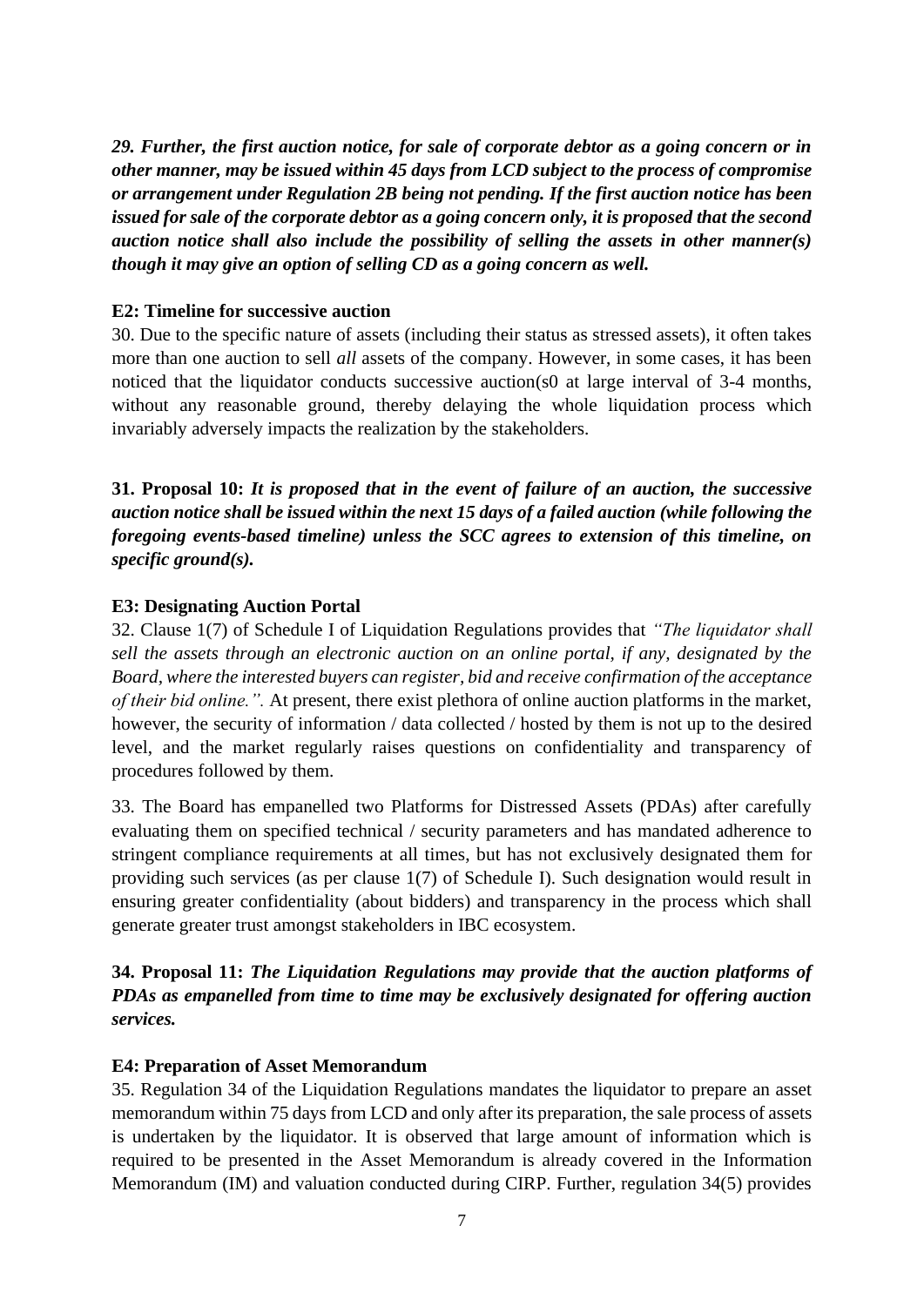***29. Further, the first auction notice, for sale of corporate debtor as a going concern or in other manner, may be issued within 45 days from LCD subject to the process of compromise or arrangement under Regulation 2B being not pending. If the first auction notice has been issued for sale of the corporate debtor as a going concern only, it is proposed that the second auction notice shall also include the possibility of selling the assets in other manner(s) though it may give an option of selling CD as a going concern as well.***

**E2: Timeline for successive auction**

30. Due to the specific nature of assets (including their status as stressed assets), it often takes more than one auction to sell *all* assets of the company. However, in some cases, it has been noticed that the liquidator conducts successive auction(s0 at large interval of 3-4 months, without any reasonable ground, thereby delaying the whole liquidation process which invariably adversely impacts the realization by the stakeholders.

**31. Proposal 10:** ***It is proposed that in the event of failure of an auction, the successive auction notice shall be issued within the next 15 days of a failed auction (while following the foregoing events-based timeline) unless the SCC agrees to extension of this timeline, on specific ground(s).***

**E3: Designating Auction Portal**

32. Clause 1(7) of Schedule I of Liquidation Regulations provides that *"The liquidator shall sell the assets through an electronic auction on an online portal, if any, designated by the Board, where the interested buyers can register, bid and receive confirmation of the acceptance of their bid online."*. At present, there exist plethora of online auction platforms in the market, however, the security of information / data collected / hosted by them is not up to the desired level, and the market regularly raises questions on confidentiality and transparency of procedures followed by them.

33. The Board has empanelled two Platforms for Distressed Assets (PDAs) after carefully evaluating them on specified technical / security parameters and has mandated adherence to stringent compliance requirements at all times, but has not exclusively designated them for providing such services (as per clause 1(7) of Schedule I). Such designation would result in ensuring greater confidentiality (about bidders) and transparency in the process which shall generate greater trust amongst stakeholders in IBC ecosystem.

**34. Proposal 11:** ***The Liquidation Regulations may provide that the auction platforms of PDAs as empanelled from time to time may be exclusively designated for offering auction services.***

**E4: Preparation of Asset Memorandum**

35. Regulation 34 of the Liquidation Regulations mandates the liquidator to prepare an asset memorandum within 75 days from LCD and only after its preparation, the sale process of assets is undertaken by the liquidator. It is observed that large amount of information which is required to be presented in the Asset Memorandum is already covered in the Information Memorandum (IM) and valuation conducted during CIRP. Further, regulation 34(5) provides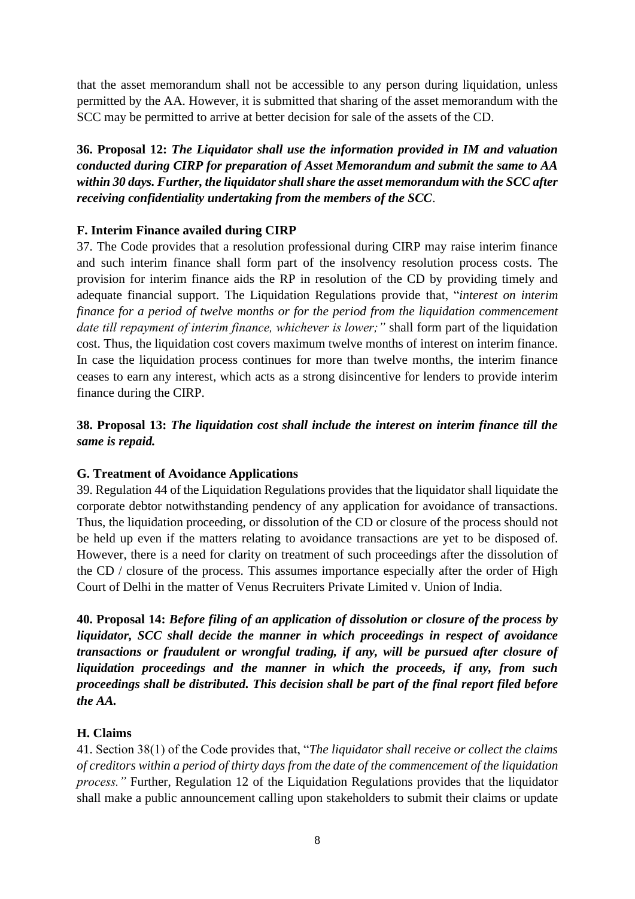that the asset memorandum shall not be accessible to any person during liquidation, unless permitted by the AA. However, it is submitted that sharing of the asset memorandum with the SCC may be permitted to arrive at better decision for sale of the assets of the CD.

**36. Proposal 12:** ***The Liquidator shall use the information provided in IM and valuation conducted during CIRP for preparation of Asset Memorandum and submit the same to AA within 30 days. Further, the liquidator shall share the asset memorandum with the SCC after receiving confidentiality undertaking from the members of the SCC*.**

**F. Interim Finance availed during CIRP**

37. The Code provides that a resolution professional during CIRP may raise interim finance and such interim finance shall form part of the insolvency resolution process costs. The provision for interim finance aids the RP in resolution of the CD by providing timely and adequate financial support. The Liquidation Regulations provide that, "*interest on interim finance for a period of twelve months or for the period from the liquidation commencement date till repayment of interim finance, whichever is lower;"* shall form part of the liquidation cost. Thus, the liquidation cost covers maximum twelve months of interest on interim finance. In case the liquidation process continues for more than twelve months, the interim finance ceases to earn any interest, which acts as a strong disincentive for lenders to provide interim finance during the CIRP.

**38. Proposal 13:** ***The liquidation cost shall include the interest on interim finance till the same is repaid.***

**G. Treatment of Avoidance Applications**

39. Regulation 44 of the Liquidation Regulations provides that the liquidator shall liquidate the corporate debtor notwithstanding pendency of any application for avoidance of transactions. Thus, the liquidation proceeding, or dissolution of the CD or closure of the process should not be held up even if the matters relating to avoidance transactions are yet to be disposed of. However, there is a need for clarity on treatment of such proceedings after the dissolution of the CD / closure of the process. This assumes importance especially after the order of High Court of Delhi in the matter of Venus Recruiters Private Limited v. Union of India.

**40. Proposal 14:** ***Before filing of an application of dissolution or closure of the process by liquidator, SCC shall decide the manner in which proceedings in respect of avoidance transactions or fraudulent or wrongful trading, if any, will be pursued after closure of liquidation proceedings and the manner in which the proceeds, if any, from such proceedings shall be distributed. This decision shall be part of the final report filed before the AA.***

**H. Claims**

41. Section 38(1) of the Code provides that, "*The liquidator shall receive or collect the claims of creditors within a period of thirty days from the date of the commencement of the liquidation process."* Further, Regulation 12 of the Liquidation Regulations provides that the liquidator shall make a public announcement calling upon stakeholders to submit their claims or update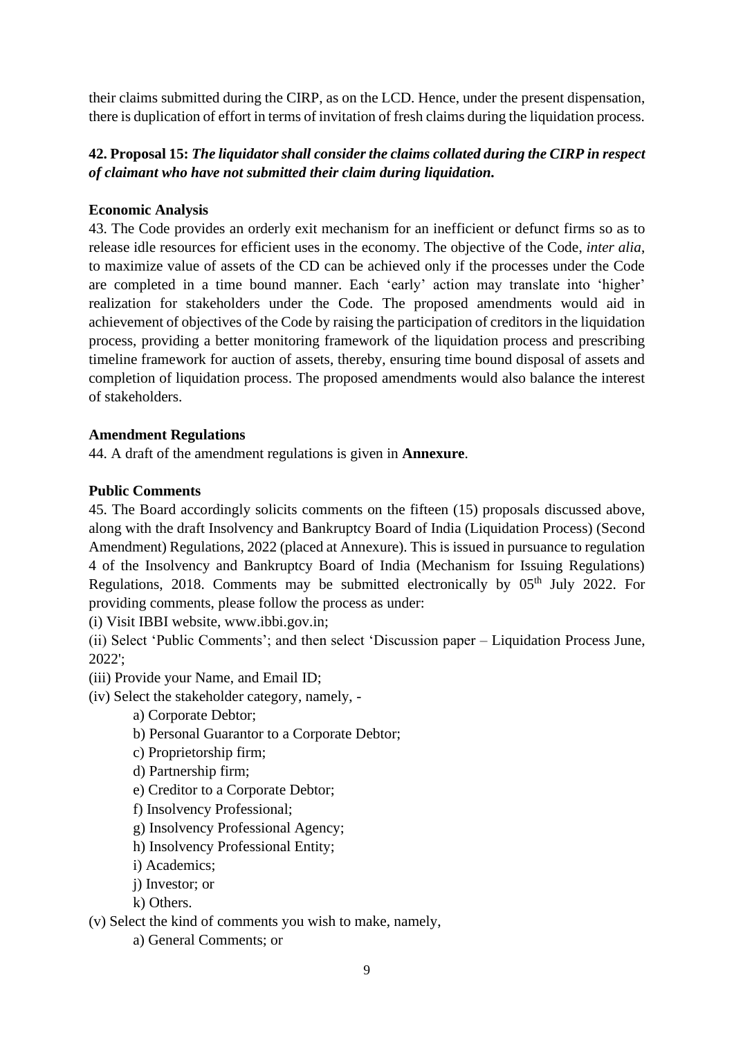their claims submitted during the CIRP, as on the LCD. Hence, under the present dispensation, there is duplication of effort in terms of invitation of fresh claims during the liquidation process.

**42. Proposal 15:** ***The liquidator shall consider the claims collated during the CIRP in respect of claimant who have not submitted their claim during liquidation.***

**Economic Analysis**

43. The Code provides an orderly exit mechanism for an inefficient or defunct firms so as to release idle resources for efficient uses in the economy. The objective of the Code, *inter alia*, to maximize value of assets of the CD can be achieved only if the processes under the Code are completed in a time bound manner. Each 'early' action may translate into 'higher' realization for stakeholders under the Code. The proposed amendments would aid in achievement of objectives of the Code by raising the participation of creditors in the liquidation process, providing a better monitoring framework of the liquidation process and prescribing timeline framework for auction of assets, thereby, ensuring time bound disposal of assets and completion of liquidation process. The proposed amendments would also balance the interest of stakeholders.

**Amendment Regulations**

44. A draft of the amendment regulations is given in **Annexure**.

**Public Comments**

45. The Board accordingly solicits comments on the fifteen (15) proposals discussed above, along with the draft Insolvency and Bankruptcy Board of India (Liquidation Process) (Second Amendment) Regulations, 2022 (placed at Annexure). This is issued in pursuance to regulation 4 of the Insolvency and Bankruptcy Board of India (Mechanism for Issuing Regulations) Regulations, 2018. Comments may be submitted electronically by 05th July 2022. For providing comments, please follow the process as under:

(i) Visit IBBI website, www.ibbi.gov.in;

(ii) Select 'Public Comments'; and then select 'Discussion paper – Liquidation Process June, 2022';

(iii) Provide your Name, and Email ID;

(iv) Select the stakeholder category, namely, -

- a) Corporate Debtor;
- b) Personal Guarantor to a Corporate Debtor;
- c) Proprietorship firm;
- d) Partnership firm;
- e) Creditor to a Corporate Debtor;
- f) Insolvency Professional;
- g) Insolvency Professional Agency;
- h) Insolvency Professional Entity;
- i) Academics;
- j) Investor; or
- k) Others.

(v) Select the kind of comments you wish to make, namely,

- a) General Comments; or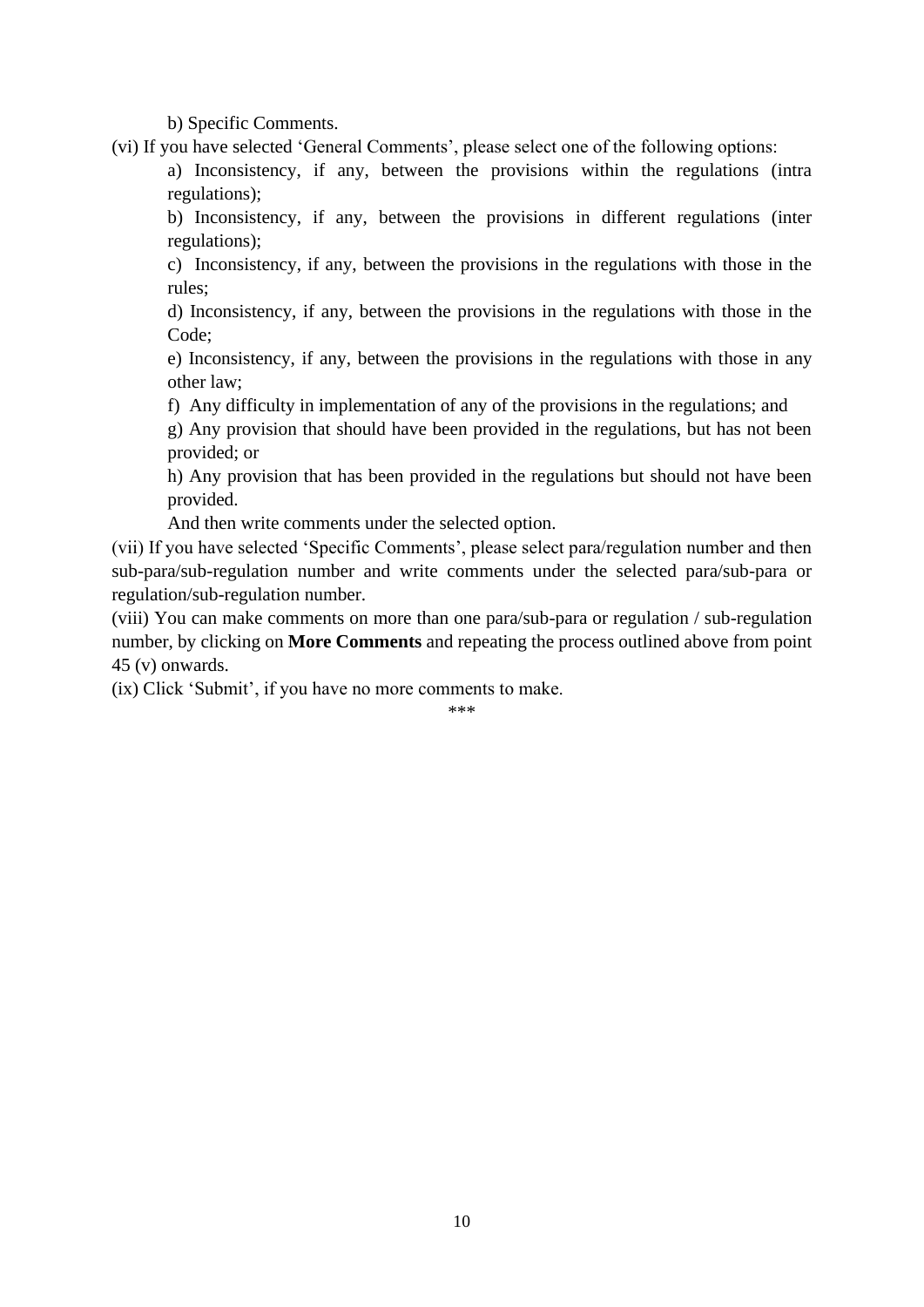b) Specific Comments.

(vi) If you have selected 'General Comments', please select one of the following options:

a) Inconsistency, if any, between the provisions within the regulations (intra regulations);

b) Inconsistency, if any, between the provisions in different regulations (inter regulations);

c) Inconsistency, if any, between the provisions in the regulations with those in the rules;

d) Inconsistency, if any, between the provisions in the regulations with those in the Code;

e) Inconsistency, if any, between the provisions in the regulations with those in any other law;

f) Any difficulty in implementation of any of the provisions in the regulations; and

g) Any provision that should have been provided in the regulations, but has not been provided; or

h) Any provision that has been provided in the regulations but should not have been provided.

And then write comments under the selected option.

(vii) If you have selected 'Specific Comments', please select para/regulation number and then sub-para/sub-regulation number and write comments under the selected para/sub-para or regulation/sub-regulation number.

(viii) You can make comments on more than one para/sub-para or regulation / sub-regulation number, by clicking on **More Comments** and repeating the process outlined above from point 45 (v) onwards.

(ix) Click 'Submit', if you have no more comments to make.

***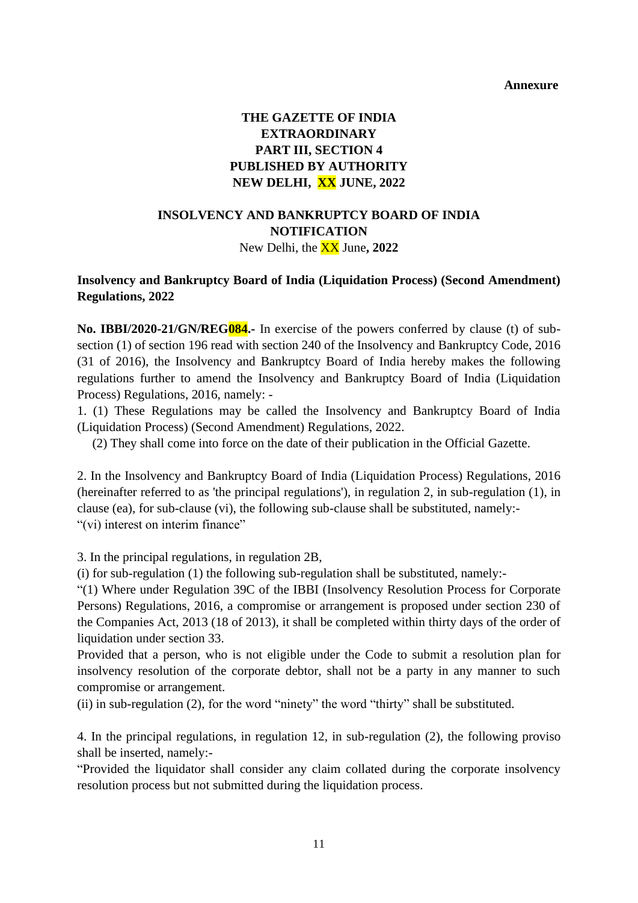**Annexure**

**THE GAZETTE OF INDIA**
**EXTRAORDINARY**
**PART III, SECTION 4**
**PUBLISHED BY AUTHORITY**
**NEW DELHI, XX JUNE, 2022**

**INSOLVENCY AND BANKRUPTCY BOARD OF INDIA**
**NOTIFICATION**
New Delhi, the XX June**, 2022**

**Insolvency and Bankruptcy Board of India (Liquidation Process) (Second Amendment) Regulations, 2022**

**No. IBBI/2020-21/GN/REG084.-** In exercise of the powers conferred by clause (t) of sub-section (1) of section 196 read with section 240 of the Insolvency and Bankruptcy Code, 2016 (31 of 2016), the Insolvency and Bankruptcy Board of India hereby makes the following regulations further to amend the Insolvency and Bankruptcy Board of India (Liquidation Process) Regulations, 2016, namely: -

1. (1) These Regulations may be called the Insolvency and Bankruptcy Board of India (Liquidation Process) (Second Amendment) Regulations, 2022.

(2) They shall come into force on the date of their publication in the Official Gazette.

2. In the Insolvency and Bankruptcy Board of India (Liquidation Process) Regulations, 2016 (hereinafter referred to as 'the principal regulations'), in regulation 2, in sub-regulation (1), in clause (ea), for sub-clause (vi), the following sub-clause shall be substituted, namely:-
"(vi) interest on interim finance"

3. In the principal regulations, in regulation 2B,
(i) for sub-regulation (1) the following sub-regulation shall be substituted, namely:-
"(1) Where under Regulation 39C of the IBBI (Insolvency Resolution Process for Corporate Persons) Regulations, 2016, a compromise or arrangement is proposed under section 230 of the Companies Act, 2013 (18 of 2013), it shall be completed within thirty days of the order of liquidation under section 33.
Provided that a person, who is not eligible under the Code to submit a resolution plan for insolvency resolution of the corporate debtor, shall not be a party in any manner to such compromise or arrangement.
(ii) in sub-regulation (2), for the word "ninety" the word "thirty" shall be substituted.

4. In the principal regulations, in regulation 12, in sub-regulation (2), the following proviso shall be inserted, namely:-
"Provided the liquidator shall consider any claim collated during the corporate insolvency resolution process but not submitted during the liquidation process.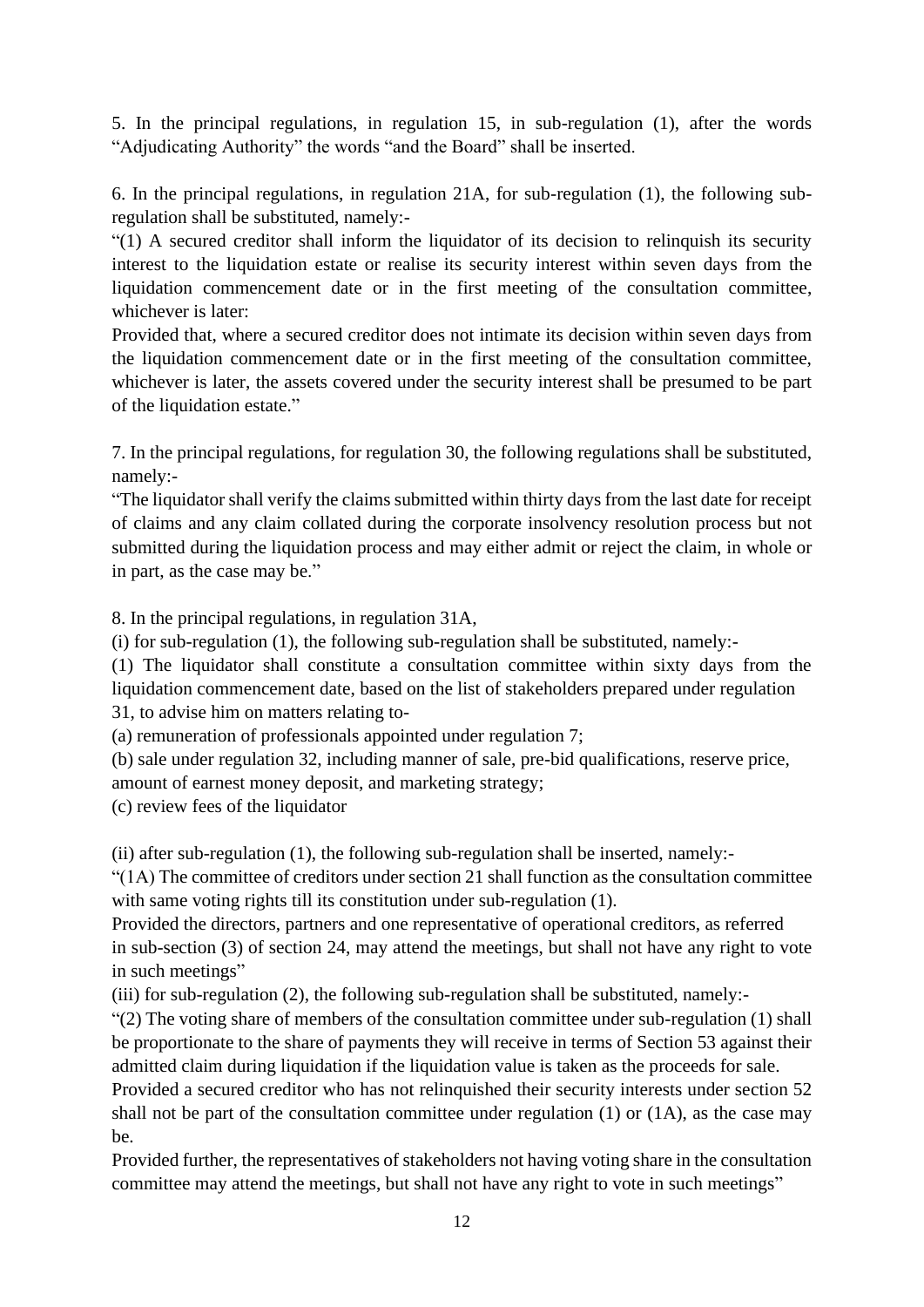5. In the principal regulations, in regulation 15, in sub-regulation (1), after the words "Adjudicating Authority" the words "and the Board" shall be inserted.

6. In the principal regulations, in regulation 21A, for sub-regulation (1), the following sub-regulation shall be substituted, namely:-

"(1) A secured creditor shall inform the liquidator of its decision to relinquish its security interest to the liquidation estate or realise its security interest within seven days from the liquidation commencement date or in the first meeting of the consultation committee, whichever is later:

Provided that, where a secured creditor does not intimate its decision within seven days from the liquidation commencement date or in the first meeting of the consultation committee, whichever is later, the assets covered under the security interest shall be presumed to be part of the liquidation estate."

7. In the principal regulations, for regulation 30, the following regulations shall be substituted, namely:-

"The liquidator shall verify the claims submitted within thirty days from the last date for receipt of claims and any claim collated during the corporate insolvency resolution process but not submitted during the liquidation process and may either admit or reject the claim, in whole or in part, as the case may be."

8. In the principal regulations, in regulation 31A,

(i) for sub-regulation (1), the following sub-regulation shall be substituted, namely:-

(1) The liquidator shall constitute a consultation committee within sixty days from the liquidation commencement date, based on the list of stakeholders prepared under regulation 31, to advise him on matters relating to-

(a) remuneration of professionals appointed under regulation 7;

(b) sale under regulation 32, including manner of sale, pre-bid qualifications, reserve price, amount of earnest money deposit, and marketing strategy;

(c) review fees of the liquidator

(ii) after sub-regulation (1), the following sub-regulation shall be inserted, namely:-

"(1A) The committee of creditors under section 21 shall function as the consultation committee with same voting rights till its constitution under sub-regulation (1).

Provided the directors, partners and one representative of operational creditors, as referred in sub-section (3) of section 24, may attend the meetings, but shall not have any right to vote in such meetings"

(iii) for sub-regulation (2), the following sub-regulation shall be substituted, namely:-

"(2) The voting share of members of the consultation committee under sub-regulation (1) shall be proportionate to the share of payments they will receive in terms of Section 53 against their admitted claim during liquidation if the liquidation value is taken as the proceeds for sale.

Provided a secured creditor who has not relinquished their security interests under section 52 shall not be part of the consultation committee under regulation (1) or (1A), as the case may be.

Provided further, the representatives of stakeholders not having voting share in the consultation committee may attend the meetings, but shall not have any right to vote in such meetings"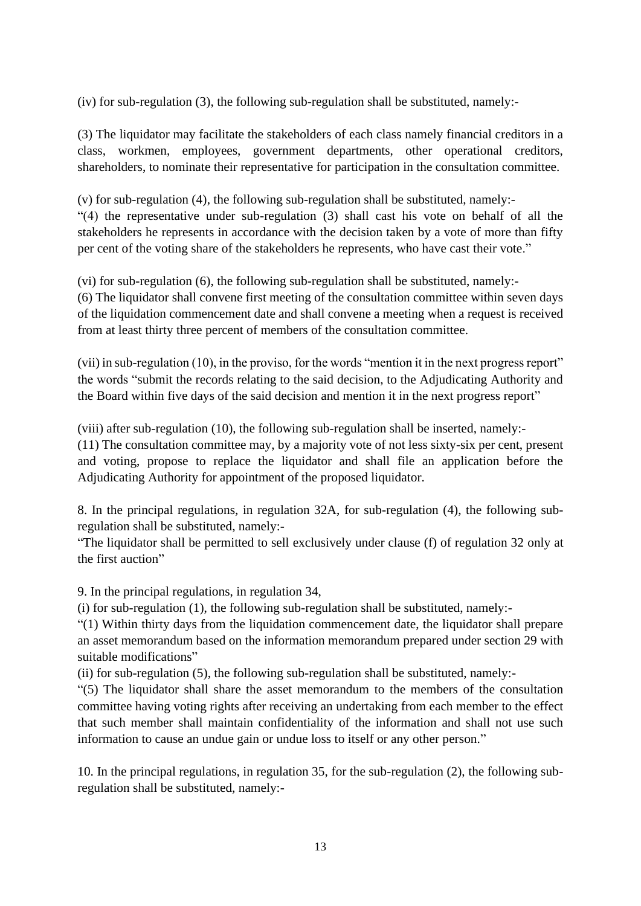(iv) for sub-regulation (3), the following sub-regulation shall be substituted, namely:-

(3) The liquidator may facilitate the stakeholders of each class namely financial creditors in a class, workmen, employees, government departments, other operational creditors, shareholders, to nominate their representative for participation in the consultation committee.

(v) for sub-regulation (4), the following sub-regulation shall be substituted, namely:-
"(4) the representative under sub-regulation (3) shall cast his vote on behalf of all the stakeholders he represents in accordance with the decision taken by a vote of more than fifty per cent of the voting share of the stakeholders he represents, who have cast their vote."

(vi) for sub-regulation (6), the following sub-regulation shall be substituted, namely:-
(6) The liquidator shall convene first meeting of the consultation committee within seven days of the liquidation commencement date and shall convene a meeting when a request is received from at least thirty three percent of members of the consultation committee.

(vii) in sub-regulation (10), in the proviso, for the words "mention it in the next progress report" the words "submit the records relating to the said decision, to the Adjudicating Authority and the Board within five days of the said decision and mention it in the next progress report"

(viii) after sub-regulation (10), the following sub-regulation shall be inserted, namely:-
(11) The consultation committee may, by a majority vote of not less sixty-six per cent, present and voting, propose to replace the liquidator and shall file an application before the Adjudicating Authority for appointment of the proposed liquidator.

8. In the principal regulations, in regulation 32A, for sub-regulation (4), the following sub-regulation shall be substituted, namely:-
"The liquidator shall be permitted to sell exclusively under clause (f) of regulation 32 only at the first auction"

9. In the principal regulations, in regulation 34,
(i) for sub-regulation (1), the following sub-regulation shall be substituted, namely:-
"(1) Within thirty days from the liquidation commencement date, the liquidator shall prepare an asset memorandum based on the information memorandum prepared under section 29 with suitable modifications"
(ii) for sub-regulation (5), the following sub-regulation shall be substituted, namely:-
"(5) The liquidator shall share the asset memorandum to the members of the consultation committee having voting rights after receiving an undertaking from each member to the effect that such member shall maintain confidentiality of the information and shall not use such information to cause an undue gain or undue loss to itself or any other person."

10. In the principal regulations, in regulation 35, for the sub-regulation (2), the following sub-regulation shall be substituted, namely:-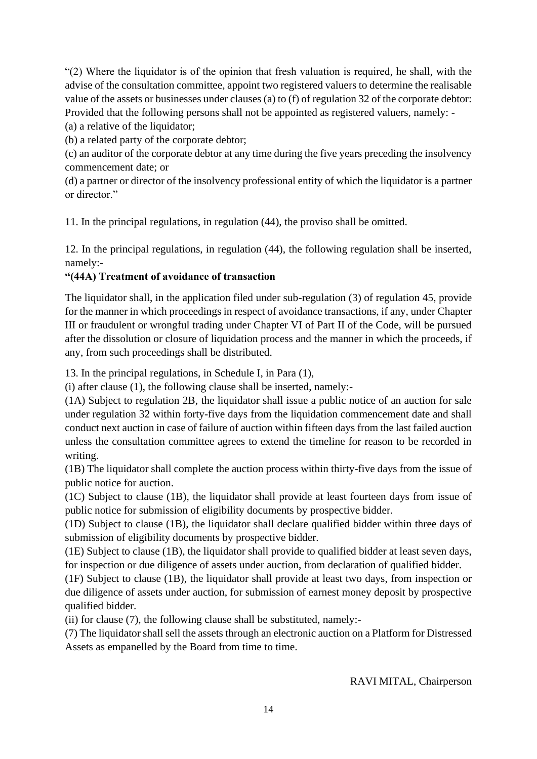"(2) Where the liquidator is of the opinion that fresh valuation is required, he shall, with the advise of the consultation committee, appoint two registered valuers to determine the realisable value of the assets or businesses under clauses (a) to (f) of regulation 32 of the corporate debtor: Provided that the following persons shall not be appointed as registered valuers, namely: -

(a) a relative of the liquidator;

(b) a related party of the corporate debtor;

(c) an auditor of the corporate debtor at any time during the five years preceding the insolvency commencement date; or

(d) a partner or director of the insolvency professional entity of which the liquidator is a partner or director."

11. In the principal regulations, in regulation (44), the proviso shall be omitted.

12. In the principal regulations, in regulation (44), the following regulation shall be inserted, namely:-

**"(44A) Treatment of avoidance of transaction**

The liquidator shall, in the application filed under sub-regulation (3) of regulation 45, provide for the manner in which proceedings in respect of avoidance transactions, if any, under Chapter III or fraudulent or wrongful trading under Chapter VI of Part II of the Code, will be pursued after the dissolution or closure of liquidation process and the manner in which the proceeds, if any, from such proceedings shall be distributed.

13. In the principal regulations, in Schedule I, in Para (1),

(i) after clause (1), the following clause shall be inserted, namely:-

(1A) Subject to regulation 2B, the liquidator shall issue a public notice of an auction for sale under regulation 32 within forty-five days from the liquidation commencement date and shall conduct next auction in case of failure of auction within fifteen days from the last failed auction unless the consultation committee agrees to extend the timeline for reason to be recorded in writing.

(1B) The liquidator shall complete the auction process within thirty-five days from the issue of public notice for auction.

(1C) Subject to clause (1B), the liquidator shall provide at least fourteen days from issue of public notice for submission of eligibility documents by prospective bidder.

(1D) Subject to clause (1B), the liquidator shall declare qualified bidder within three days of submission of eligibility documents by prospective bidder.

(1E) Subject to clause (1B), the liquidator shall provide to qualified bidder at least seven days, for inspection or due diligence of assets under auction, from declaration of qualified bidder.

(1F) Subject to clause (1B), the liquidator shall provide at least two days, from inspection or due diligence of assets under auction, for submission of earnest money deposit by prospective qualified bidder.

(ii) for clause (7), the following clause shall be substituted, namely:-

(7) The liquidator shall sell the assets through an electronic auction on a Platform for Distressed Assets as empanelled by the Board from time to time.

RAVI MITAL, Chairperson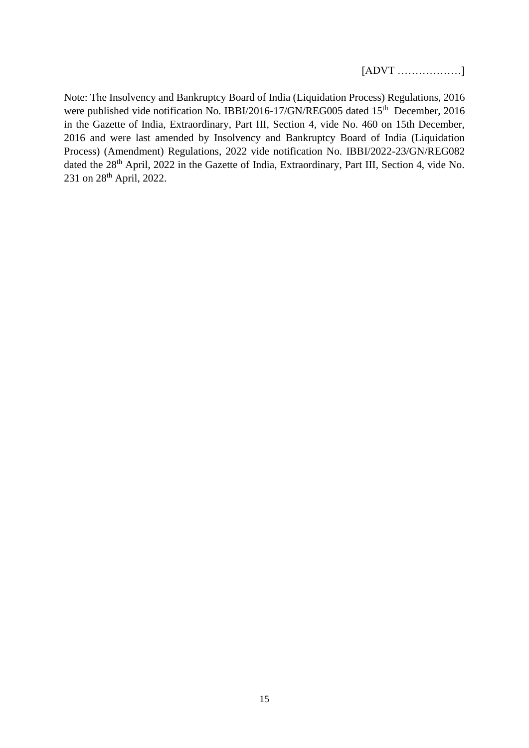[ADVT ………………]

Note: The Insolvency and Bankruptcy Board of India (Liquidation Process) Regulations, 2016 were published vide notification No. IBBI/2016-17/GN/REG005 dated 15th December, 2016 in the Gazette of India, Extraordinary, Part III, Section 4, vide No. 460 on 15th December, 2016 and were last amended by Insolvency and Bankruptcy Board of India (Liquidation Process) (Amendment) Regulations, 2022 vide notification No. IBBI/2022-23/GN/REG082 dated the 28th April, 2022 in the Gazette of India, Extraordinary, Part III, Section 4, vide No. 231 on 28th April, 2022.